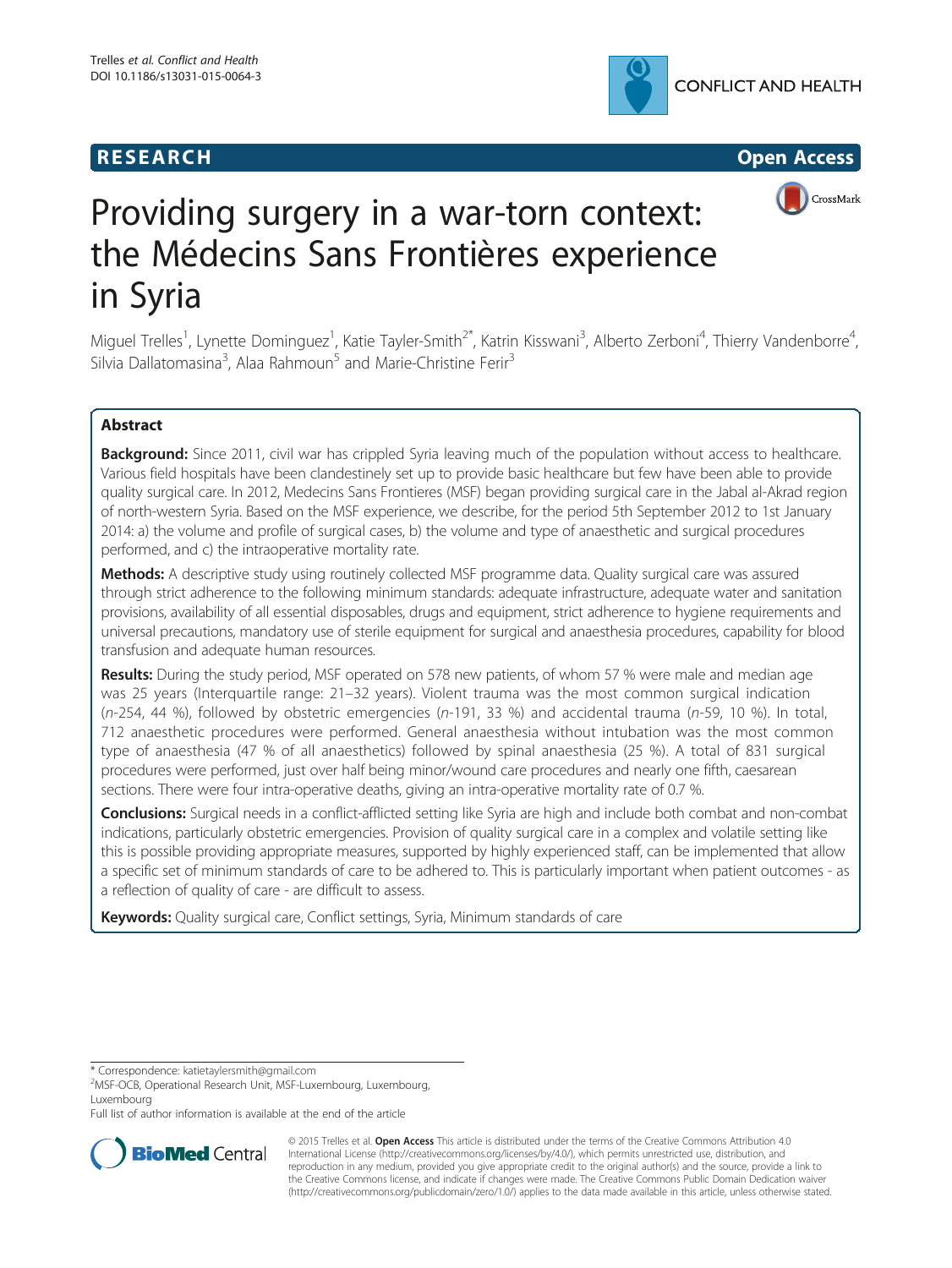**RESEARCH** **Open Access**

# Providing surgery in a war-torn context: the Médecins Sans Frontières experience in Syria

Miguel Trelles[1], Lynette Dominguez[1], Katie Tayler-Smith[2*], Katrin Kisswani[3], Alberto Zerboni[4], Thierry Vandenborre[4], Silvia Dallatomasina[3], Alaa Rahmoun[5] and Marie-Christine Ferir[3]

## Abstract

**Background:** Since 2011, civil war has crippled Syria leaving much of the population without access to healthcare. Various field hospitals have been clandestinely set up to provide basic healthcare but few have been able to provide quality surgical care. In 2012, Medecins Sans Frontieres (MSF) began providing surgical care in the Jabal al-Akrad region of north-western Syria. Based on the MSF experience, we describe, for the period 5th September 2012 to 1st January 2014: a) the volume and profile of surgical cases, b) the volume and type of anaesthetic and surgical procedures performed, and c) the intraoperative mortality rate.

**Methods:** A descriptive study using routinely collected MSF programme data. Quality surgical care was assured through strict adherence to the following minimum standards: adequate infrastructure, adequate water and sanitation provisions, availability of all essential disposables, drugs and equipment, strict adherence to hygiene requirements and universal precautions, mandatory use of sterile equipment for surgical and anaesthesia procedures, capability for blood transfusion and adequate human resources.

**Results:** During the study period, MSF operated on 578 new patients, of whom 57 % were male and median age was 25 years (Interquartile range: 21–32 years). Violent trauma was the most common surgical indication (*n*-254, 44 %), followed by obstetric emergencies (*n*-191, 33 %) and accidental trauma (*n*-59, 10 %). In total, 712 anaesthetic procedures were performed. General anaesthesia without intubation was the most common type of anaesthesia (47 % of all anaesthetics) followed by spinal anaesthesia (25 %). A total of 831 surgical procedures were performed, just over half being minor/wound care procedures and nearly one fifth, caesarean sections. There were four intra-operative deaths, giving an intra-operative mortality rate of 0.7 %.

**Conclusions:** Surgical needs in a conflict-afflicted setting like Syria are high and include both combat and non-combat indications, particularly obstetric emergencies. Provision of quality surgical care in a complex and volatile setting like this is possible providing appropriate measures, supported by highly experienced staff, can be implemented that allow a specific set of minimum standards of care to be adhered to. This is particularly important when patient outcomes - as a reflection of quality of care - are difficult to assess.

**Keywords:** Quality surgical care, Conflict settings, Syria, Minimum standards of care

---

\* Correspondence: katietaylersmith@gmail.com
[2]MSF-OCB, Operational Research Unit, MSF-Luxembourg, Luxembourg, Luxembourg
Full list of author information is available at the end of the article

© 2015 Trelles et al. **Open Access** This article is distributed under the terms of the Creative Commons Attribution 4.0 International License (http://creativecommons.org/licenses/by/4.0/), which permits unrestricted use, distribution, and reproduction in any medium, provided you give appropriate credit to the original author(s) and the source, provide a link to the Creative Commons license, and indicate if changes were made. The Creative Commons Public Domain Dedication waiver (http://creativecommons.org/publicdomain/zero/1.0/) applies to the data made available in this article, unless otherwise stated.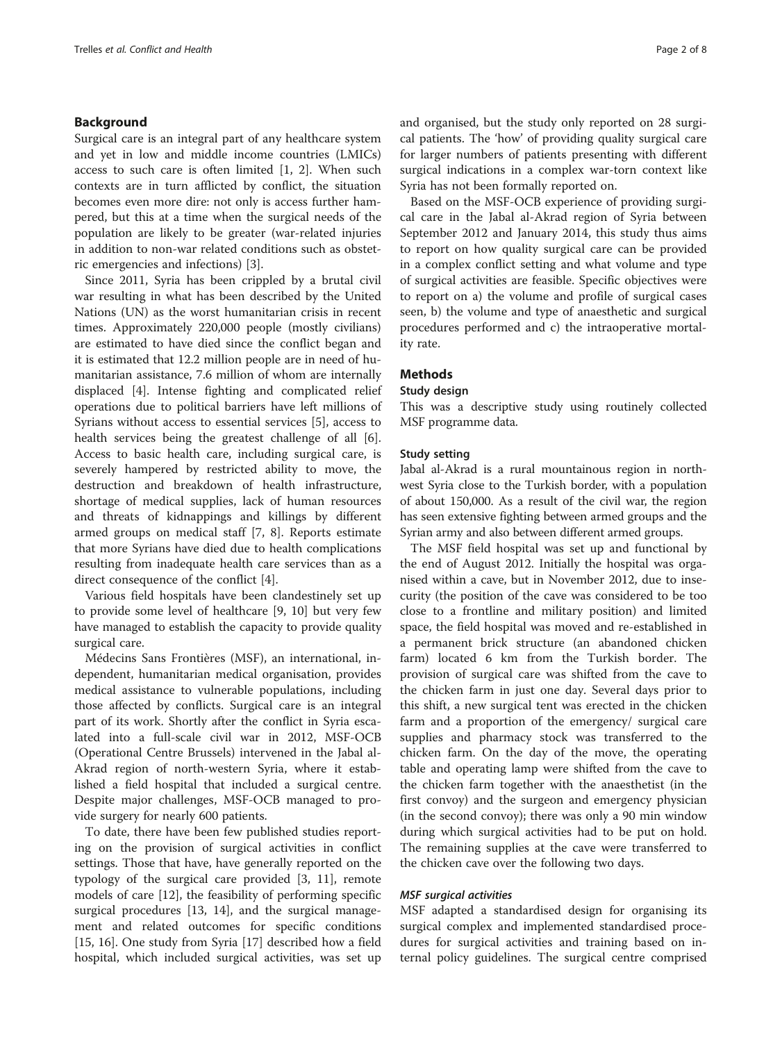## Background

Surgical care is an integral part of any healthcare system and yet in low and middle income countries (LMICs) access to such care is often limited [1, 2]. When such contexts are in turn afflicted by conflict, the situation becomes even more dire: not only is access further hampered, but this at a time when the surgical needs of the population are likely to be greater (war-related injuries in addition to non-war related conditions such as obstetric emergencies and infections) [3].

Since 2011, Syria has been crippled by a brutal civil war resulting in what has been described by the United Nations (UN) as the worst humanitarian crisis in recent times. Approximately 220,000 people (mostly civilians) are estimated to have died since the conflict began and it is estimated that 12.2 million people are in need of humanitarian assistance, 7.6 million of whom are internally displaced [4]. Intense fighting and complicated relief operations due to political barriers have left millions of Syrians without access to essential services [5], access to health services being the greatest challenge of all [6]. Access to basic health care, including surgical care, is severely hampered by restricted ability to move, the destruction and breakdown of health infrastructure, shortage of medical supplies, lack of human resources and threats of kidnappings and killings by different armed groups on medical staff [7, 8]. Reports estimate that more Syrians have died due to health complications resulting from inadequate health care services than as a direct consequence of the conflict [4].

Various field hospitals have been clandestinely set up to provide some level of healthcare [9, 10] but very few have managed to establish the capacity to provide quality surgical care.

Médecins Sans Frontières (MSF), an international, independent, humanitarian medical organisation, provides medical assistance to vulnerable populations, including those affected by conflicts. Surgical care is an integral part of its work. Shortly after the conflict in Syria escalated into a full-scale civil war in 2012, MSF-OCB (Operational Centre Brussels) intervened in the Jabal al-Akrad region of north-western Syria, where it established a field hospital that included a surgical centre. Despite major challenges, MSF-OCB managed to provide surgery for nearly 600 patients.

To date, there have been few published studies reporting on the provision of surgical activities in conflict settings. Those that have, have generally reported on the typology of the surgical care provided [3, 11], remote models of care [12], the feasibility of performing specific surgical procedures [13, 14], and the surgical management and related outcomes for specific conditions [15, 16]. One study from Syria [17] described how a field hospital, which included surgical activities, was set up and organised, but the study only reported on 28 surgical patients. The 'how' of providing quality surgical care for larger numbers of patients presenting with different surgical indications in a complex war-torn context like Syria has not been formally reported on.

Based on the MSF-OCB experience of providing surgical care in the Jabal al-Akrad region of Syria between September 2012 and January 2014, this study thus aims to report on how quality surgical care can be provided in a complex conflict setting and what volume and type of surgical activities are feasible. Specific objectives were to report on a) the volume and profile of surgical cases seen, b) the volume and type of anaesthetic and surgical procedures performed and c) the intraoperative mortality rate.

## Methods

### Study design

This was a descriptive study using routinely collected MSF programme data.

### Study setting

Jabal al-Akrad is a rural mountainous region in northwest Syria close to the Turkish border, with a population of about 150,000. As a result of the civil war, the region has seen extensive fighting between armed groups and the Syrian army and also between different armed groups.

The MSF field hospital was set up and functional by the end of August 2012. Initially the hospital was organised within a cave, but in November 2012, due to insecurity (the position of the cave was considered to be too close to a frontline and military position) and limited space, the field hospital was moved and re-established in a permanent brick structure (an abandoned chicken farm) located 6 km from the Turkish border. The provision of surgical care was shifted from the cave to the chicken farm in just one day. Several days prior to this shift, a new surgical tent was erected in the chicken farm and a proportion of the emergency/ surgical care supplies and pharmacy stock was transferred to the chicken farm. On the day of the move, the operating table and operating lamp were shifted from the cave to the chicken farm together with the anaesthetist (in the first convoy) and the surgeon and emergency physician (in the second convoy); there was only a 90 min window during which surgical activities had to be put on hold. The remaining supplies at the cave were transferred to the chicken cave over the following two days.

#### *MSF surgical activities*

MSF adapted a standardised design for organising its surgical complex and implemented standardised procedures for surgical activities and training based on internal policy guidelines. The surgical centre comprised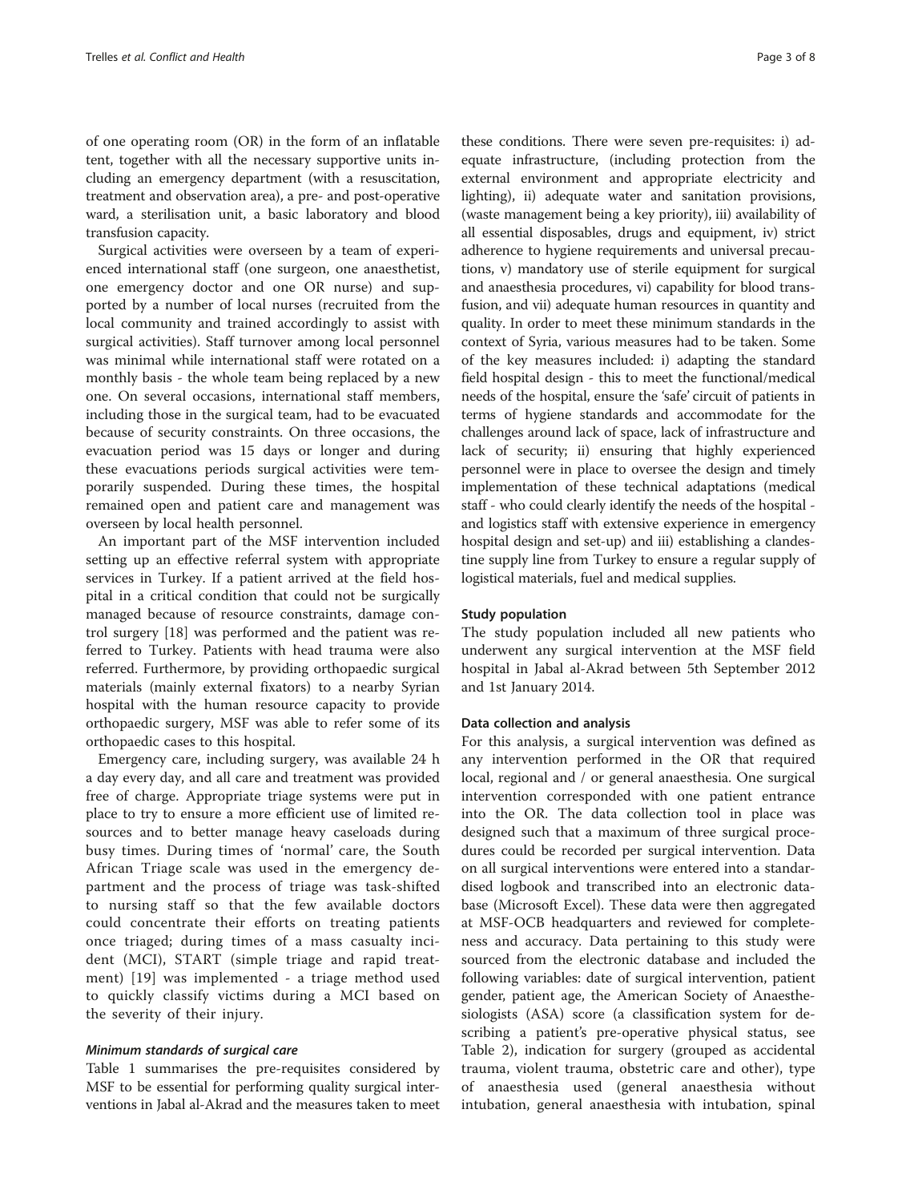of one operating room (OR) in the form of an inflatable tent, together with all the necessary supportive units including an emergency department (with a resuscitation, treatment and observation area), a pre- and post-operative ward, a sterilisation unit, a basic laboratory and blood transfusion capacity.

Surgical activities were overseen by a team of experienced international staff (one surgeon, one anaesthetist, one emergency doctor and one OR nurse) and supported by a number of local nurses (recruited from the local community and trained accordingly to assist with surgical activities). Staff turnover among local personnel was minimal while international staff were rotated on a monthly basis - the whole team being replaced by a new one. On several occasions, international staff members, including those in the surgical team, had to be evacuated because of security constraints. On three occasions, the evacuation period was 15 days or longer and during these evacuations periods surgical activities were temporarily suspended. During these times, the hospital remained open and patient care and management was overseen by local health personnel.

An important part of the MSF intervention included setting up an effective referral system with appropriate services in Turkey. If a patient arrived at the field hospital in a critical condition that could not be surgically managed because of resource constraints, damage control surgery [18] was performed and the patient was referred to Turkey. Patients with head trauma were also referred. Furthermore, by providing orthopaedic surgical materials (mainly external fixators) to a nearby Syrian hospital with the human resource capacity to provide orthopaedic surgery, MSF was able to refer some of its orthopaedic cases to this hospital.

Emergency care, including surgery, was available 24 h a day every day, and all care and treatment was provided free of charge. Appropriate triage systems were put in place to try to ensure a more efficient use of limited resources and to better manage heavy caseloads during busy times. During times of 'normal' care, the South African Triage scale was used in the emergency department and the process of triage was task-shifted to nursing staff so that the few available doctors could concentrate their efforts on treating patients once triaged; during times of a mass casualty incident (MCI), START (simple triage and rapid treatment) [19] was implemented - a triage method used to quickly classify victims during a MCI based on the severity of their injury.

#### *Minimum standards of surgical care*

Table 1 summarises the pre-requisites considered by MSF to be essential for performing quality surgical interventions in Jabal al-Akrad and the measures taken to meet these conditions. There were seven pre-requisites: i) adequate infrastructure, (including protection from the external environment and appropriate electricity and lighting), ii) adequate water and sanitation provisions, (waste management being a key priority), iii) availability of all essential disposables, drugs and equipment, iv) strict adherence to hygiene requirements and universal precautions, v) mandatory use of sterile equipment for surgical and anaesthesia procedures, vi) capability for blood transfusion, and vii) adequate human resources in quantity and quality. In order to meet these minimum standards in the context of Syria, various measures had to be taken. Some of the key measures included: i) adapting the standard field hospital design - this to meet the functional/medical needs of the hospital, ensure the 'safe' circuit of patients in terms of hygiene standards and accommodate for the challenges around lack of space, lack of infrastructure and lack of security; ii) ensuring that highly experienced personnel were in place to oversee the design and timely implementation of these technical adaptations (medical staff - who could clearly identify the needs of the hospital - and logistics staff with extensive experience in emergency hospital design and set-up) and iii) establishing a clandestine supply line from Turkey to ensure a regular supply of logistical materials, fuel and medical supplies.

### Study population

The study population included all new patients who underwent any surgical intervention at the MSF field hospital in Jabal al-Akrad between 5th September 2012 and 1st January 2014.

### Data collection and analysis

For this analysis, a surgical intervention was defined as any intervention performed in the OR that required local, regional and / or general anaesthesia. One surgical intervention corresponded with one patient entrance into the OR. The data collection tool in place was designed such that a maximum of three surgical procedures could be recorded per surgical intervention. Data on all surgical interventions were entered into a standardised logbook and transcribed into an electronic database (Microsoft Excel). These data were then aggregated at MSF-OCB headquarters and reviewed for completeness and accuracy. Data pertaining to this study were sourced from the electronic database and included the following variables: date of surgical intervention, patient gender, patient age, the American Society of Anaesthesiologists (ASA) score (a classification system for describing a patient's pre-operative physical status, see Table 2), indication for surgery (grouped as accidental trauma, violent trauma, obstetric care and other), type of anaesthesia used (general anaesthesia without intubation, general anaesthesia with intubation, spinal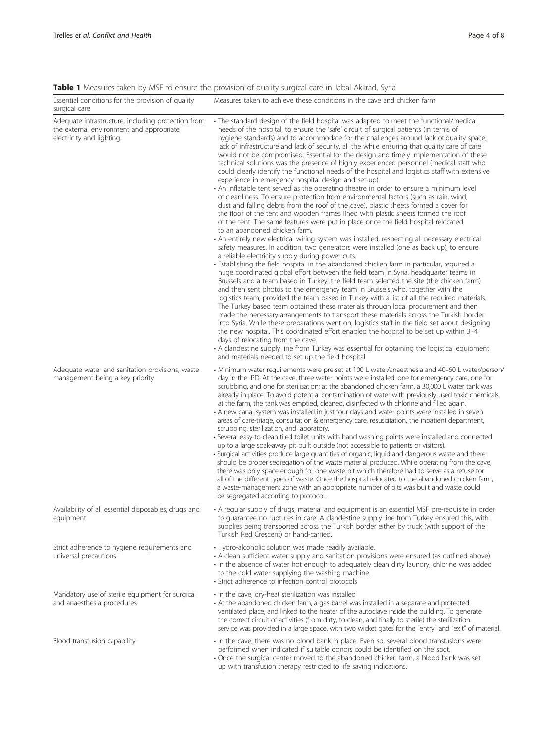**Table 1** Measures taken by MSF to ensure the provision of quality surgical care in Jabal Akkrad, Syria

| Essential conditions for the provision of quality surgical care | Measures taken to achieve these conditions in the cave and chicken farm |
|---|---|
| Adequate infrastructure, including protection from the external environment and appropriate electricity and lighting. | • The standard design of the field hospital was adapted to meet the functional/medical needs of the hospital, to ensure the 'safe' circuit of surgical patients (in terms of hygiene standards) and to accommodate for the challenges around lack of quality space, lack of infrastructure and lack of security, all the while ensuring that quality care of care would not be compromised. Essential for the design and timely implementation of these technical solutions was the presence of highly experienced personnel (medical staff who could clearly identify the functional needs of the hospital and logistics staff with extensive experience in emergency hospital design and set-up).<br>• An inflatable tent served as the operating theatre in order to ensure a minimum level of cleanliness. To ensure protection from environmental factors (such as rain, wind, dust and falling debris from the roof of the cave), plastic sheets formed a cover for the floor of the tent and wooden frames lined with plastic sheets formed the roof of the tent. The same features were put in place once the field hospital relocated to an abandoned chicken farm.<br>• An entirely new electrical wiring system was installed, respecting all necessary electrical safety measures. In addition, two generators were installed (one as back up), to ensure a reliable electricity supply during power cuts.<br>• Establishing the field hospital in the abandoned chicken farm in particular, required a huge coordinated global effort between the field team in Syria, headquarter teams in Brussels and a team based in Turkey: the field team selected the site (the chicken farm) and then sent photos to the emergency team in Brussels who, together with the logistics team, provided the team based in Turkey with a list of all the required materials. The Turkey based team obtained these materials through local procurement and then made the necessary arrangements to transport these materials across the Turkish border into Syria. While these preparations went on, logistics staff in the field set about designing the new hospital. This coordinated effort enabled the hospital to be set up within 3–4 days of relocating from the cave.<br>• A clandestine supply line from Turkey was essential for obtaining the logistical equipment and materials needed to set up the field hospital |
| Adequate water and sanitation provisions, waste management being a key priority | • Minimum water requirements were pre-set at 100 L water/anaesthesia and 40–60 L water/person/day in the IPD. At the cave, three water points were installed: one for emergency care, one for scrubbing, and one for sterilisation; at the abandoned chicken farm, a 30,000 L water tank was already in place. To avoid potential contamination of water with previously used toxic chemicals at the farm, the tank was emptied, cleaned, disinfected with chlorine and filled again.<br>• A new canal system was installed in just four days and water points were installed in seven areas of care-triage, consultation & emergency care, resuscitation, the inpatient department, scrubbing, sterilization, and laboratory.<br>• Several easy-to-clean tiled toilet units with hand washing points were installed and connected up to a large soak-away pit built outside (not accessible to patients or visitors).<br>• Surgical activities produce large quantities of organic, liquid and dangerous waste and there should be proper segregation of the waste material produced. While operating from the cave, there was only space enough for one waste pit which therefore had to serve as a refuse for all of the different types of waste. Once the hospital relocated to the abandoned chicken farm, a waste-management zone with an appropriate number of pits was built and waste could be segregated according to protocol. |
| Availability of all essential disposables, drugs and equipment | • A regular supply of drugs, material and equipment is an essential MSF pre-requisite in order to guarantee no ruptures in care. A clandestine supply line from Turkey ensured this, with supplies being transported across the Turkish border either by truck (with support of the Turkish Red Crescent) or hand-carried. |
| Strict adherence to hygiene requirements and universal precautions | • Hydro-alcoholic solution was made readily available.<br>• A clean sufficient water supply and sanitation provisions were ensured (as outlined above).<br>• In the absence of water hot enough to adequately clean dirty laundry, chlorine was added to the cold water supplying the washing machine.<br>• Strict adherence to infection control protocols |
| Mandatory use of sterile equipment for surgical and anaesthesia procedures | • In the cave, dry-heat sterilization was installed<br>• At the abandoned chicken farm, a gas barrel was installed in a separate and protected ventilated place, and linked to the heater of the autoclave inside the building. To generate the correct circuit of activities (from dirty, to clean, and finally to sterile) the sterilization service was provided in a large space, with two wicket gates for the "entry" and "exit" of material. |
| Blood transfusion capability | • In the cave, there was no blood bank in place. Even so, several blood transfusions were performed when indicated if suitable donors could be identified on the spot.<br>• Once the surgical center moved to the abandoned chicken farm, a blood bank was set up with transfusion therapy restricted to life saving indications. |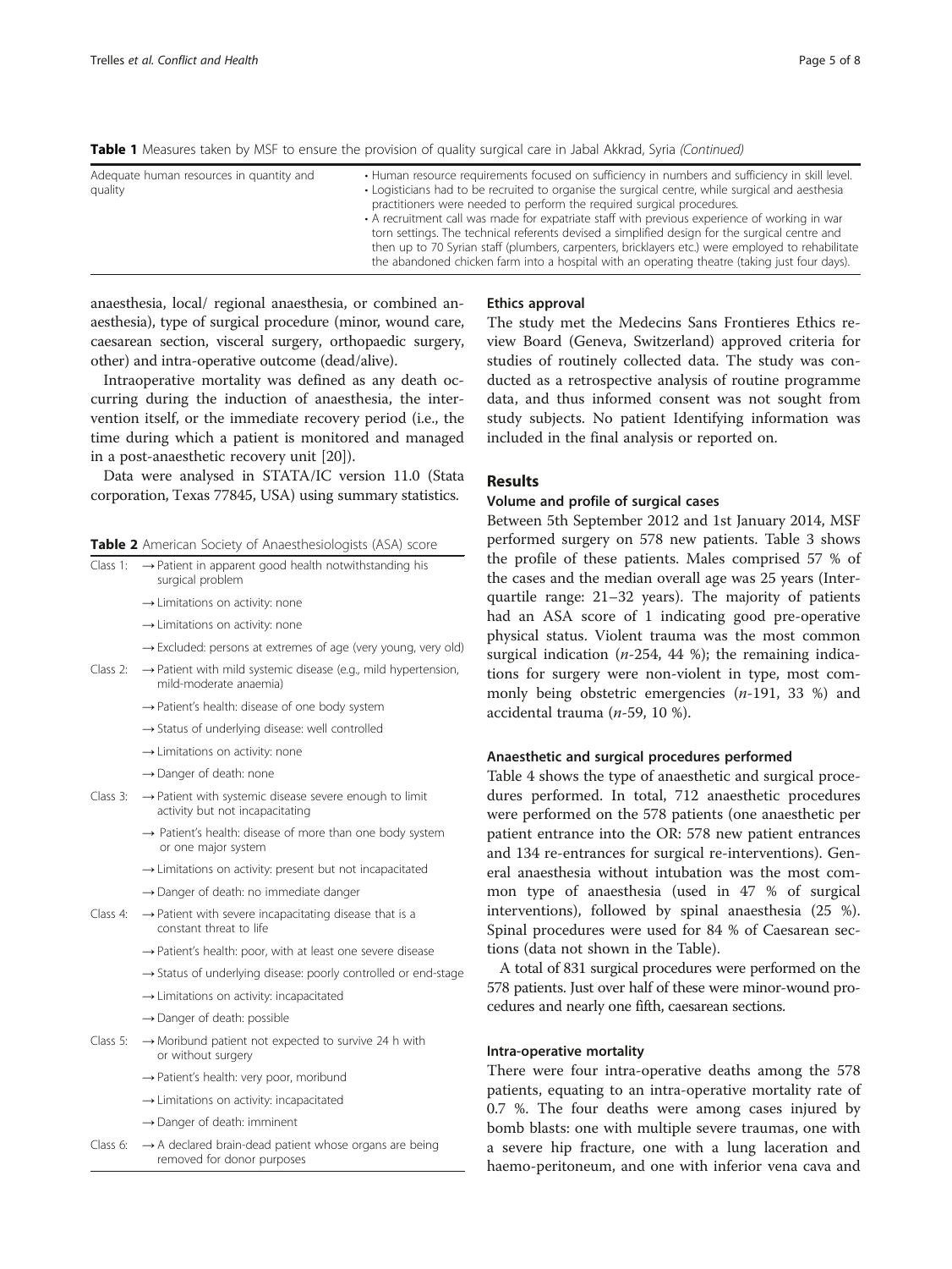**Table 1** Measures taken by MSF to ensure the provision of quality surgical care in Jabal Akkrad, Syria *(Continued)*

| | |
|---|---|
| Adequate human resources in quantity and quality | • Human resource requirements focused on sufficiency in numbers and sufficiency in skill level.<br>• Logisticians had to be recruited to organise the surgical centre, while surgical and aesthesia practitioners were needed to perform the required surgical procedures.<br>• A recruitment call was made for expatriate staff with previous experience of working in war torn settings. The technical referents devised a simplified design for the surgical centre and then up to 70 Syrian staff (plumbers, carpenters, bricklayers etc.) were employed to rehabilitate the abandoned chicken farm into a hospital with an operating theatre (taking just four days). |

anaesthesia, local/ regional anaesthesia, or combined anaesthesia), type of surgical procedure (minor, wound care, caesarean section, visceral surgery, orthopaedic surgery, other) and intra-operative outcome (dead/alive).

Intraoperative mortality was defined as any death occurring during the induction of anaesthesia, the intervention itself, or the immediate recovery period (i.e., the time during which a patient is monitored and managed in a post-anaesthetic recovery unit [20]).

Data were analysed in STATA/IC version 11.0 (Stata corporation, Texas 77845, USA) using summary statistics.

**Table 2** American Society of Anaesthesiologists (ASA) score

| | |
|---|---|
| Class 1: | → Patient in apparent good health notwithstanding his surgical problem |
| | → Limitations on activity: none |
| | → Limitations on activity: none |
| | → Excluded: persons at extremes of age (very young, very old) |
| Class 2: | → Patient with mild systemic disease (e.g., mild hypertension, mild-moderate anaemia) |
| | → Patient's health: disease of one body system |
| | → Status of underlying disease: well controlled |
| | → Limitations on activity: none |
| | → Danger of death: none |
| Class 3: | → Patient with systemic disease severe enough to limit activity but not incapacitating |
| | → Patient's health: disease of more than one body system or one major system |
| | → Limitations on activity: present but not incapacitated |
| | → Danger of death: no immediate danger |
| Class 4: | → Patient with severe incapacitating disease that is a constant threat to life |
| | → Patient's health: poor, with at least one severe disease |
| | → Status of underlying disease: poorly controlled or end-stage |
| | → Limitations on activity: incapacitated |
| | → Danger of death: possible |
| Class 5: | → Moribund patient not expected to survive 24 h with or without surgery |
| | → Patient's health: very poor, moribund |
| | → Limitations on activity: incapacitated |
| | → Danger of death: imminent |
| Class 6: | → A declared brain-dead patient whose organs are being removed for donor purposes |

### Ethics approval

The study met the Medecins Sans Frontieres Ethics review Board (Geneva, Switzerland) approved criteria for studies of routinely collected data. The study was conducted as a retrospective analysis of routine programme data, and thus informed consent was not sought from study subjects. No patient Identifying information was included in the final analysis or reported on.

## Results

### Volume and profile of surgical cases

Between 5th September 2012 and 1st January 2014, MSF performed surgery on 578 new patients. Table 3 shows the profile of these patients. Males comprised 57 % of the cases and the median overall age was 25 years (Interquartile range: 21–32 years). The majority of patients had an ASA score of 1 indicating good pre-operative physical status. Violent trauma was the most common surgical indication (*n*-254, 44 %); the remaining indications for surgery were non-violent in type, most commonly being obstetric emergencies (*n*-191, 33 %) and accidental trauma (*n*-59, 10 %).

### Anaesthetic and surgical procedures performed

Table 4 shows the type of anaesthetic and surgical procedures performed. In total, 712 anaesthetic procedures were performed on the 578 patients (one anaesthetic per patient entrance into the OR: 578 new patient entrances and 134 re-entrances for surgical re-interventions). General anaesthesia without intubation was the most common type of anaesthesia (used in 47 % of surgical interventions), followed by spinal anaesthesia (25 %). Spinal procedures were used for 84 % of Caesarean sections (data not shown in the Table).

A total of 831 surgical procedures were performed on the 578 patients. Just over half of these were minor-wound procedures and nearly one fifth, caesarean sections.

### Intra-operative mortality

There were four intra-operative deaths among the 578 patients, equating to an intra-operative mortality rate of 0.7 %. The four deaths were among cases injured by bomb blasts: one with multiple severe traumas, one with a severe hip fracture, one with a lung laceration and haemo-peritoneum, and one with inferior vena cava and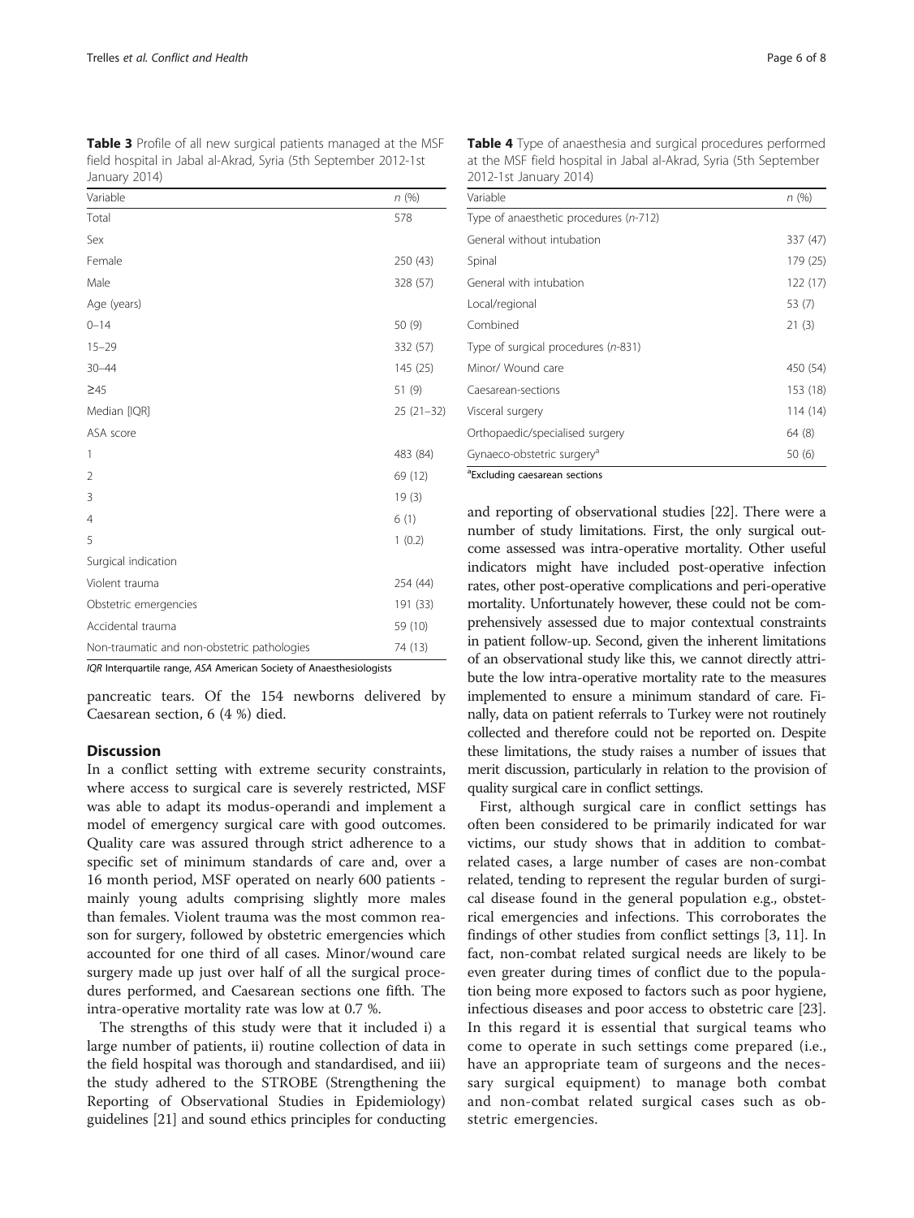**Table 3** Profile of all new surgical patients managed at the MSF field hospital in Jabal al-Akrad, Syria (5th September 2012-1st January 2014)

| Variable | n (%) |
|---|---|
| Total | 578 |
| Sex | |
| Female | 250 (43) |
| Male | 328 (57) |
| Age (years) | |
| 0–14 | 50 (9) |
| 15–29 | 332 (57) |
| 30–44 | 145 (25) |
| ≥45 | 51 (9) |
| Median [IQR] | 25 (21–32) |
| ASA score | |
| 1 | 483 (84) |
| 2 | 69 (12) |
| 3 | 19 (3) |
| 4 | 6 (1) |
| 5 | 1 (0.2) |
| Surgical indication | |
| Violent trauma | 254 (44) |
| Obstetric emergencies | 191 (33) |
| Accidental trauma | 59 (10) |
| Non-traumatic and non-obstetric pathologies | 74 (13) |

*IQR* Interquartile range, *ASA* American Society of Anaesthesiologists

pancreatic tears. Of the 154 newborns delivered by Caesarean section, 6 (4 %) died.

## Discussion

In a conflict setting with extreme security constraints, where access to surgical care is severely restricted, MSF was able to adapt its modus-operandi and implement a model of emergency surgical care with good outcomes. Quality care was assured through strict adherence to a specific set of minimum standards of care and, over a 16 month period, MSF operated on nearly 600 patients - mainly young adults comprising slightly more males than females. Violent trauma was the most common reason for surgery, followed by obstetric emergencies which accounted for one third of all cases. Minor/wound care surgery made up just over half of all the surgical procedures performed, and Caesarean sections one fifth. The intra-operative mortality rate was low at 0.7 %.

The strengths of this study were that it included i) a large number of patients, ii) routine collection of data in the field hospital was thorough and standardised, and iii) the study adhered to the STROBE (Strengthening the Reporting of Observational Studies in Epidemiology) guidelines [21] and sound ethics principles for conducting

**Table 4** Type of anaesthesia and surgical procedures performed at the MSF field hospital in Jabal al-Akrad, Syria (5th September 2012-1st January 2014)

| Variable | n (%) |
|---|---|
| Type of anaesthetic procedures (n-712) | |
| General without intubation | 337 (47) |
| Spinal | 179 (25) |
| General with intubation | 122 (17) |
| Local/regional | 53 (7) |
| Combined | 21 (3) |
| Type of surgical procedures (n-831) | |
| Minor/ Wound care | 450 (54) |
| Caesarean-sections | 153 (18) |
| Visceral surgery | 114 (14) |
| Orthopaedic/specialised surgery | 64 (8) |
| Gynaeco-obstetric surgery[a] | 50 (6) |

[a]Excluding caesarean sections

and reporting of observational studies [22]. There were a number of study limitations. First, the only surgical outcome assessed was intra-operative mortality. Other useful indicators might have included post-operative infection rates, other post-operative complications and peri-operative mortality. Unfortunately however, these could not be comprehensively assessed due to major contextual constraints in patient follow-up. Second, given the inherent limitations of an observational study like this, we cannot directly attribute the low intra-operative mortality rate to the measures implemented to ensure a minimum standard of care. Finally, data on patient referrals to Turkey were not routinely collected and therefore could not be reported on. Despite these limitations, the study raises a number of issues that merit discussion, particularly in relation to the provision of quality surgical care in conflict settings.

First, although surgical care in conflict settings has often been considered to be primarily indicated for war victims, our study shows that in addition to combat-related cases, a large number of cases are non-combat related, tending to represent the regular burden of surgical disease found in the general population e.g., obstetrical emergencies and infections. This corroborates the findings of other studies from conflict settings [3, 11]. In fact, non-combat related surgical needs are likely to be even greater during times of conflict due to the population being more exposed to factors such as poor hygiene, infectious diseases and poor access to obstetric care [23]. In this regard it is essential that surgical teams who come to operate in such settings come prepared (i.e., have an appropriate team of surgeons and the necessary surgical equipment) to manage both combat and non-combat related surgical cases such as obstetric emergencies.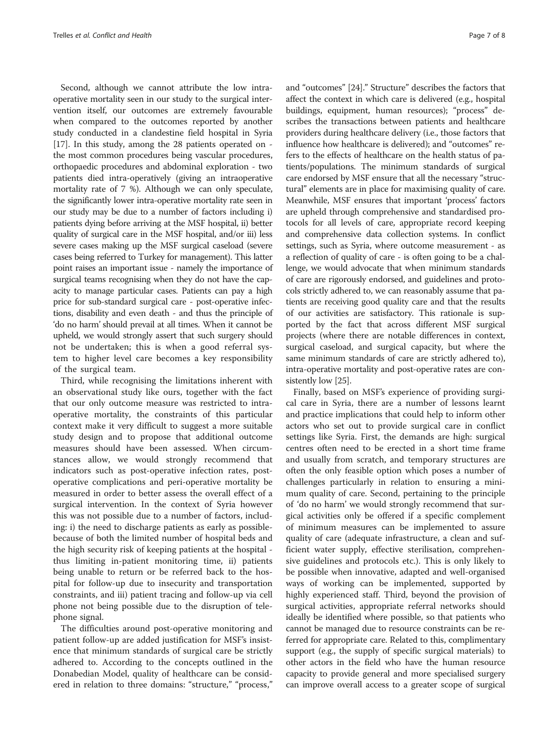Second, although we cannot attribute the low intra-operative mortality seen in our study to the surgical intervention itself, our outcomes are extremely favourable when compared to the outcomes reported by another study conducted in a clandestine field hospital in Syria [17]. In this study, among the 28 patients operated on - the most common procedures being vascular procedures, orthopaedic procedures and abdominal exploration - two patients died intra-operatively (giving an intraoperative mortality rate of 7 %). Although we can only speculate, the significantly lower intra-operative mortality rate seen in our study may be due to a number of factors including i) patients dying before arriving at the MSF hospital, ii) better quality of surgical care in the MSF hospital, and/or iii) less severe cases making up the MSF surgical caseload (severe cases being referred to Turkey for management). This latter point raises an important issue - namely the importance of surgical teams recognising when they do not have the capacity to manage particular cases. Patients can pay a high price for sub-standard surgical care - post-operative infections, disability and even death - and thus the principle of 'do no harm' should prevail at all times. When it cannot be upheld, we would strongly assert that such surgery should not be undertaken; this is when a good referral system to higher level care becomes a key responsibility of the surgical team.

Third, while recognising the limitations inherent with an observational study like ours, together with the fact that our only outcome measure was restricted to intra-operative mortality, the constraints of this particular context make it very difficult to suggest a more suitable study design and to propose that additional outcome measures should have been assessed. When circumstances allow, we would strongly recommend that indicators such as post-operative infection rates, post-operative complications and peri-operative mortality be measured in order to better assess the overall effect of a surgical intervention. In the context of Syria however this was not possible due to a number of factors, including: i) the need to discharge patients as early as possible-because of both the limited number of hospital beds and the high security risk of keeping patients at the hospital - thus limiting in-patient monitoring time, ii) patients being unable to return or be referred back to the hospital for follow-up due to insecurity and transportation constraints, and iii) patient tracing and follow-up via cell phone not being possible due to the disruption of telephone signal.

The difficulties around post-operative monitoring and patient follow-up are added justification for MSF's insistence that minimum standards of surgical care be strictly adhered to. According to the concepts outlined in the Donabedian Model, quality of healthcare can be considered in relation to three domains: "structure," "process," and "outcomes" [24]." Structure" describes the factors that affect the context in which care is delivered (e.g., hospital buildings, equipment, human resources); "process" describes the transactions between patients and healthcare providers during healthcare delivery (i.e., those factors that influence how healthcare is delivered); and "outcomes" refers to the effects of healthcare on the health status of patients/populations. The minimum standards of surgical care endorsed by MSF ensure that all the necessary "structural" elements are in place for maximising quality of care. Meanwhile, MSF ensures that important 'process' factors are upheld through comprehensive and standardised protocols for all levels of care, appropriate record keeping and comprehensive data collection systems. In conflict settings, such as Syria, where outcome measurement - as a reflection of quality of care - is often going to be a challenge, we would advocate that when minimum standards of care are rigorously endorsed, and guidelines and protocols strictly adhered to, we can reasonably assume that patients are receiving good quality care and that the results of our activities are satisfactory. This rationale is supported by the fact that across different MSF surgical projects (where there are notable differences in context, surgical caseload, and surgical capacity, but where the same minimum standards of care are strictly adhered to), intra-operative mortality and post-operative rates are consistently low [25].

Finally, based on MSF's experience of providing surgical care in Syria, there are a number of lessons learnt and practice implications that could help to inform other actors who set out to provide surgical care in conflict settings like Syria. First, the demands are high: surgical centres often need to be erected in a short time frame and usually from scratch, and temporary structures are often the only feasible option which poses a number of challenges particularly in relation to ensuring a minimum quality of care. Second, pertaining to the principle of 'do no harm' we would strongly recommend that surgical activities only be offered if a specific complement of minimum measures can be implemented to assure quality of care (adequate infrastructure, a clean and sufficient water supply, effective sterilisation, comprehensive guidelines and protocols etc.). This is only likely to be possible when innovative, adapted and well-organised ways of working can be implemented, supported by highly experienced staff. Third, beyond the provision of surgical activities, appropriate referral networks should ideally be identified where possible, so that patients who cannot be managed due to resource constraints can be referred for appropriate care. Related to this, complimentary support (e.g., the supply of specific surgical materials) to other actors in the field who have the human resource capacity to provide general and more specialised surgery can improve overall access to a greater scope of surgical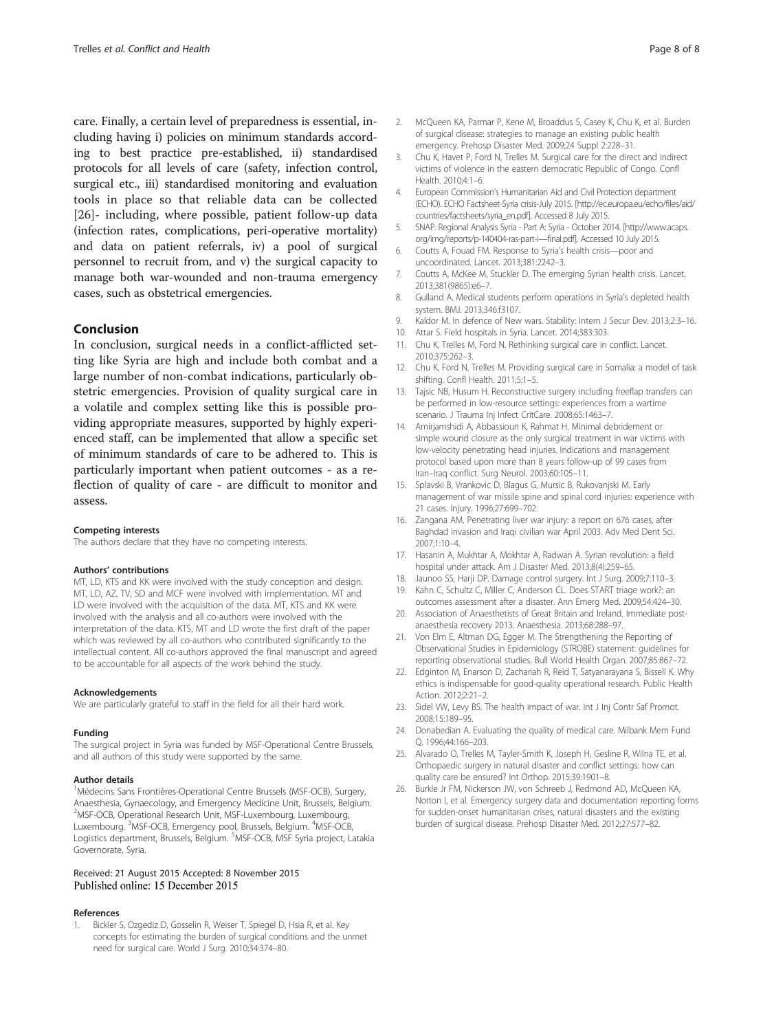care. Finally, a certain level of preparedness is essential, including having i) policies on minimum standards according to best practice pre-established, ii) standardised protocols for all levels of care (safety, infection control, surgical etc., iii) standardised monitoring and evaluation tools in place so that reliable data can be collected [26]- including, where possible, patient follow-up data (infection rates, complications, peri-operative mortality) and data on patient referrals, iv) a pool of surgical personnel to recruit from, and v) the surgical capacity to manage both war-wounded and non-trauma emergency cases, such as obstetrical emergencies.

## Conclusion

In conclusion, surgical needs in a conflict-afflicted setting like Syria are high and include both combat and a large number of non-combat indications, particularly obstetric emergencies. Provision of quality surgical care in a volatile and complex setting like this is possible providing appropriate measures, supported by highly experienced staff, can be implemented that allow a specific set of minimum standards of care to be adhered to. This is particularly important when patient outcomes - as a reflection of quality of care - are difficult to monitor and assess.

#### Competing interests

The authors declare that they have no competing interests.

#### Authors' contributions

MT, LD, KTS and KK were involved with the study conception and design. MT, LD, AZ, TV, SD and MCF were involved with implementation. MT and LD were involved with the acquisition of the data. MT, KTS and KK were involved with the analysis and all co-authors were involved with the interpretation of the data. KTS, MT and LD wrote the first draft of the paper which was reviewed by all co-authors who contributed significantly to the intellectual content. All co-authors approved the final manuscript and agreed to be accountable for all aspects of the work behind the study.

#### Acknowledgements

We are particularly grateful to staff in the field for all their hard work.

#### Funding

The surgical project in Syria was funded by MSF-Operational Centre Brussels, and all authors of this study were supported by the same.

#### Author details

[1]Médecins Sans Frontières-Operational Centre Brussels (MSF-OCB), Surgery, Anaesthesia, Gynaecology, and Emergency Medicine Unit, Brussels, Belgium. [2]MSF-OCB, Operational Research Unit, MSF-Luxembourg, Luxembourg, Luxembourg. [3]MSF-OCB, Emergency pool, Brussels, Belgium. [4]MSF-OCB, Logistics department, Brussels, Belgium. [5]MSF-OCB, MSF Syria project, Latakia Governorate, Syria.

Received: 21 August 2015 Accepted: 8 November 2015
Published online: 15 December 2015

#### References

1. Bickler S, Ozgediz D, Gosselin R, Weiser T, Spiegel D, Hsia R, et al. Key concepts for estimating the burden of surgical conditions and the unmet need for surgical care. World J Surg. 2010;34:374–80.
2. McQueen KA, Parmar P, Kene M, Broaddus S, Casey K, Chu K, et al. Burden of surgical disease: strategies to manage an existing public health emergency. Prehosp Disaster Med. 2009;24 Suppl 2:228–31.
3. Chu K, Havet P, Ford N, Trelles M. Surgical care for the direct and indirect victims of violence in the eastern democratic Republic of Congo. Confl Health. 2010;4:1–6.
4. European Commission's Humanitarian Aid and Civil Protection department (ECHO). ECHO Factsheet-Syria crisis-July 2015. [http://ec.europa.eu/echo/files/aid/countries/factsheets/syria_en.pdf]. Accessed 8 July 2015.
5. SNAP. Regional Analysis Syria - Part A: Syria - October 2014. [http://www.acaps.org/img/reports/p-140404-ras-part-i—final.pdf]. Accessed 10 July 2015.
6. Coutts A, Fouad FM. Response to Syria's health crisis—poor and uncoordinated. Lancet. 2013;381:2242–3.
7. Coutts A, McKee M, Stuckler D. The emerging Syrian health crisis. Lancet. 2013;381(9865):e6–7.
8. Gulland A. Medical students perform operations in Syria's depleted health system. BMJ. 2013;346:f3107.
9. Kaldor M. In defence of New wars. Stability: Intern J Secur Dev. 2013;2:3–16.
10. Attar S. Field hospitals in Syria. Lancet. 2014;383:303.
11. Chu K, Trelles M, Ford N. Rethinking surgical care in conflict. Lancet. 2010;375:262–3.
12. Chu K, Ford N, Trelles M. Providing surgical care in Somalia: a model of task shifting. Confl Health. 2011;5:1–5.
13. Tajsic NB, Husum H. Reconstructive surgery including freeflap transfers can be performed in low-resource settings: experiences from a wartime scenario. J Trauma Inj Infect CritCare. 2008;65:1463–7.
14. Amirjamshidi A, Abbassioun K, Rahmat H. Minimal debridement or simple wound closure as the only surgical treatment in war victims with low-velocity penetrating head injuries. Indications and management protocol based upon more than 8 years follow-up of 99 cases from Iran–Iraq conflict. Surg Neurol. 2003;60:105–11.
15. Splavski B, Vrankovic D, Blagus G, Mursic B, Rukovanjski M. Early management of war missile spine and spinal cord injuries: experience with 21 cases. Injury. 1996;27:699–702.
16. Zangana AM. Penetrating liver war injury: a report on 676 cases, after Baghdad invasion and Iraqi civilian war April 2003. Adv Med Dent Sci. 2007;1:10–4.
17. Hasanin A, Mukhtar A, Mokhtar A, Radwan A. Syrian revolution: a field hospital under attack. Am J Disaster Med. 2013;8(4):259–65.
18. Jaunoo SS, Harji DP. Damage control surgery. Int J Surg. 2009;7:110–3.
19. Kahn C, Schultz C, Miller C, Anderson CL. Does START triage work?: an outcomes assessment after a disaster. Ann Emerg Med. 2009;54:424–30.
20. Association of Anaesthetists of Great Britain and Ireland. Immediate post-anaesthesia recovery 2013. Anaesthesia. 2013;68:288–97.
21. Von Elm E, Altman DG, Egger M. The Strengthening the Reporting of Observational Studies in Epidemiology (STROBE) statement: guidelines for reporting observational studies. Bull World Health Organ. 2007;85:867–72.
22. Edginton M, Enarson D, Zachariah R, Reid T, Satyanarayana S, Bissell K. Why ethics is indispensable for good-quality operational research. Public Health Action. 2012;2:21–2.
23. Sidel VW, Levy BS. The health impact of war. Int J Inj Contr Saf Promot. 2008;15:189–95.
24. Donabedian A. Evaluating the quality of medical care. Milbank Mem Fund Q. 1996;44:166–203.
25. Alvarado O, Trelles M, Tayler-Smith K, Joseph H, Gesline R, Wilna TE, et al. Orthopaedic surgery in natural disaster and conflict settings: how can quality care be ensured? Int Orthop. 2015;39:1901–8.
26. Burkle Jr FM, Nickerson JW, von Schreeb J, Redmond AD, McQueen KA, Norton I, et al. Emergency surgery data and documentation reporting forms for sudden-onset humanitarian crises, natural disasters and the existing burden of surgical disease. Prehosp Disaster Med. 2012;27:577–82.